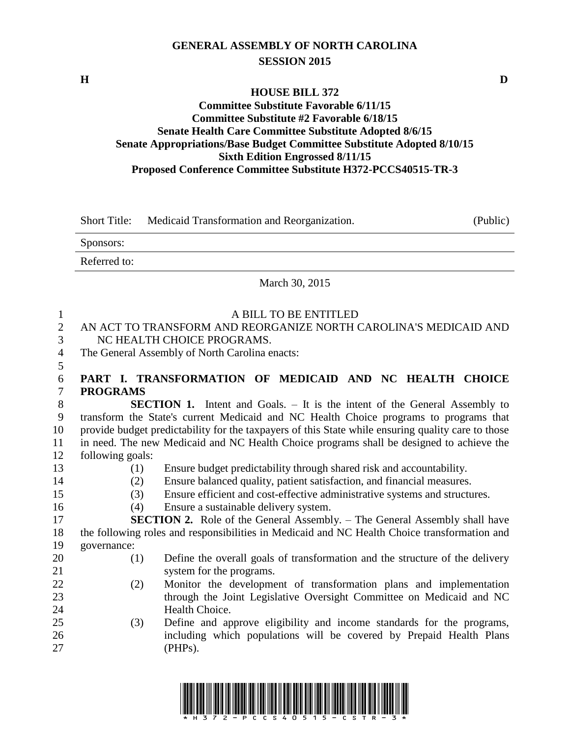# GENERAL ASSEMBLY OF NORTH CAROLINA
## SESSION 2015

**H** **D**

**HOUSE BILL 372**
**Committee Substitute Favorable 6/11/15**
**Committee Substitute #2 Favorable 6/18/15**
**Senate Health Care Committee Substitute Adopted 8/6/15**
**Senate Appropriations/Base Budget Committee Substitute Adopted 8/10/15**
**Sixth Edition Engrossed 8/11/15**
**Proposed Conference Committee Substitute H372-PCCS40515-TR-3**

| Short Title: | Medicaid Transformation and Reorganization. | (Public) |
|---|---|---|
| Sponsors: | | |
| Referred to: | | |

March 30, 2015

A BILL TO BE ENTITLED

AN ACT TO TRANSFORM AND REORGANIZE NORTH CAROLINA'S MEDICAID AND NC HEALTH CHOICE PROGRAMS.

The General Assembly of North Carolina enacts:

**PART I. TRANSFORMATION OF MEDICAID AND NC HEALTH CHOICE PROGRAMS**

**SECTION 1.** Intent and Goals. – It is the intent of the General Assembly to transform the State's current Medicaid and NC Health Choice programs to programs that provide budget predictability for the taxpayers of this State while ensuring quality care to those in need. The new Medicaid and NC Health Choice programs shall be designed to achieve the following goals:

(1) Ensure budget predictability through shared risk and accountability.
(2) Ensure balanced quality, patient satisfaction, and financial measures.
(3) Ensure efficient and cost-effective administrative systems and structures.
(4) Ensure a sustainable delivery system.

**SECTION 2.** Role of the General Assembly. – The General Assembly shall have the following roles and responsibilities in Medicaid and NC Health Choice transformation and governance:

(1) Define the overall goals of transformation and the structure of the delivery system for the programs.
(2) Monitor the development of transformation plans and implementation through the Joint Legislative Oversight Committee on Medicaid and NC Health Choice.
(3) Define and approve eligibility and income standards for the programs, including which populations will be covered by Prepaid Health Plans (PHPs).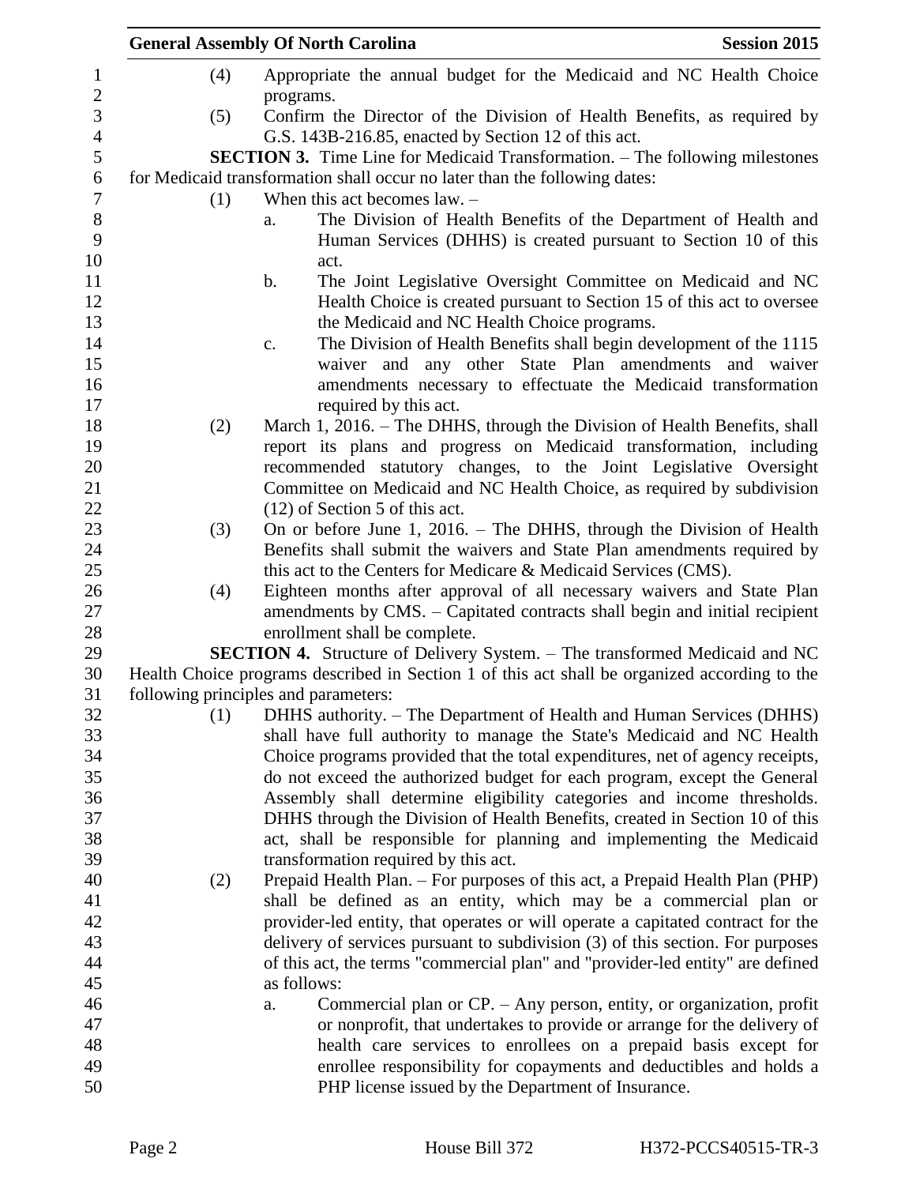(4) Appropriate the annual budget for the Medicaid and NC Health Choice programs.

(5) Confirm the Director of the Division of Health Benefits, as required by G.S. 143B-216.85, enacted by Section 12 of this act.

**SECTION 3.** Time Line for Medicaid Transformation. – The following milestones for Medicaid transformation shall occur no later than the following dates:

(1) When this act becomes law. –

a. The Division of Health Benefits of the Department of Health and Human Services (DHHS) is created pursuant to Section 10 of this act.

b. The Joint Legislative Oversight Committee on Medicaid and NC Health Choice is created pursuant to Section 15 of this act to oversee the Medicaid and NC Health Choice programs.

c. The Division of Health Benefits shall begin development of the 1115 waiver and any other State Plan amendments and waiver amendments necessary to effectuate the Medicaid transformation required by this act.

(2) March 1, 2016. – The DHHS, through the Division of Health Benefits, shall report its plans and progress on Medicaid transformation, including recommended statutory changes, to the Joint Legislative Oversight Committee on Medicaid and NC Health Choice, as required by subdivision (12) of Section 5 of this act.

(3) On or before June 1, 2016. – The DHHS, through the Division of Health Benefits shall submit the waivers and State Plan amendments required by this act to the Centers for Medicare & Medicaid Services (CMS).

(4) Eighteen months after approval of all necessary waivers and State Plan amendments by CMS. – Capitated contracts shall begin and initial recipient enrollment shall be complete.

**SECTION 4.** Structure of Delivery System. – The transformed Medicaid and NC Health Choice programs described in Section 1 of this act shall be organized according to the following principles and parameters:

(1) DHHS authority. – The Department of Health and Human Services (DHHS) shall have full authority to manage the State's Medicaid and NC Health Choice programs provided that the total expenditures, net of agency receipts, do not exceed the authorized budget for each program, except the General Assembly shall determine eligibility categories and income thresholds. DHHS through the Division of Health Benefits, created in Section 10 of this act, shall be responsible for planning and implementing the Medicaid transformation required by this act.

(2) Prepaid Health Plan. – For purposes of this act, a Prepaid Health Plan (PHP) shall be defined as an entity, which may be a commercial plan or provider-led entity, that operates or will operate a capitated contract for the delivery of services pursuant to subdivision (3) of this section. For purposes of this act, the terms "commercial plan" and "provider-led entity" are defined as follows:

a. Commercial plan or CP. – Any person, entity, or organization, profit or nonprofit, that undertakes to provide or arrange for the delivery of health care services to enrollees on a prepaid basis except for enrollee responsibility for copayments and deductibles and holds a PHP license issued by the Department of Insurance.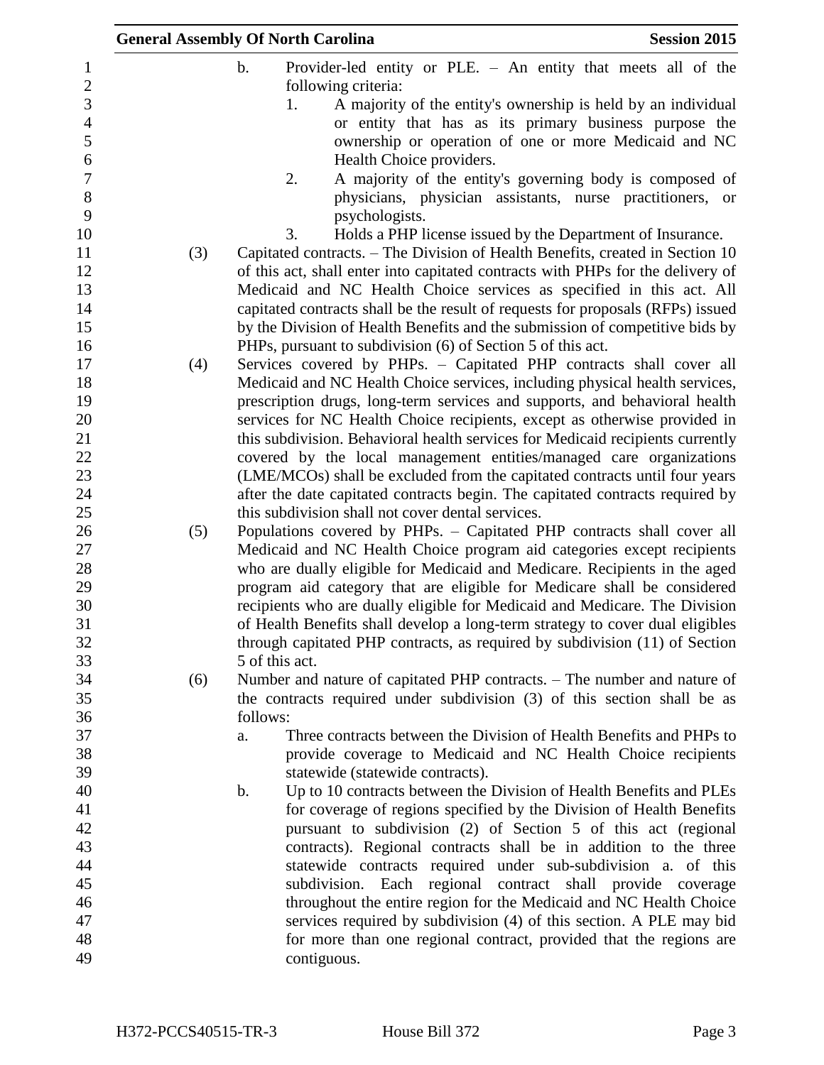b. Provider-led entity or PLE. – An entity that meets all of the following criteria:

1. A majority of the entity's ownership is held by an individual or entity that has as its primary business purpose the ownership or operation of one or more Medicaid and NC Health Choice providers.
2. A majority of the entity's governing body is composed of physicians, physician assistants, nurse practitioners, or psychologists.
3. Holds a PHP license issued by the Department of Insurance.

(3) Capitated contracts. – The Division of Health Benefits, created in Section 10 of this act, shall enter into capitated contracts with PHPs for the delivery of Medicaid and NC Health Choice services as specified in this act. All capitated contracts shall be the result of requests for proposals (RFPs) issued by the Division of Health Benefits and the submission of competitive bids by PHPs, pursuant to subdivision (6) of Section 5 of this act.

(4) Services covered by PHPs. – Capitated PHP contracts shall cover all Medicaid and NC Health Choice services, including physical health services, prescription drugs, long-term services and supports, and behavioral health services for NC Health Choice recipients, except as otherwise provided in this subdivision. Behavioral health services for Medicaid recipients currently covered by the local management entities/managed care organizations (LME/MCOs) shall be excluded from the capitated contracts until four years after the date capitated contracts begin. The capitated contracts required by this subdivision shall not cover dental services.

(5) Populations covered by PHPs. – Capitated PHP contracts shall cover all Medicaid and NC Health Choice program aid categories except recipients who are dually eligible for Medicaid and Medicare. Recipients in the aged program aid category that are eligible for Medicare shall be considered recipients who are dually eligible for Medicaid and Medicare. The Division of Health Benefits shall develop a long-term strategy to cover dual eligibles through capitated PHP contracts, as required by subdivision (11) of Section 5 of this act.

(6) Number and nature of capitated PHP contracts. – The number and nature of the contracts required under subdivision (3) of this section shall be as follows:

a. Three contracts between the Division of Health Benefits and PHPs to provide coverage to Medicaid and NC Health Choice recipients statewide (statewide contracts).

b. Up to 10 contracts between the Division of Health Benefits and PLEs for coverage of regions specified by the Division of Health Benefits pursuant to subdivision (2) of Section 5 of this act (regional contracts). Regional contracts shall be in addition to the three statewide contracts required under sub-subdivision a. of this subdivision. Each regional contract shall provide coverage throughout the entire region for the Medicaid and NC Health Choice services required by subdivision (4) of this section. A PLE may bid for more than one regional contract, provided that the regions are contiguous.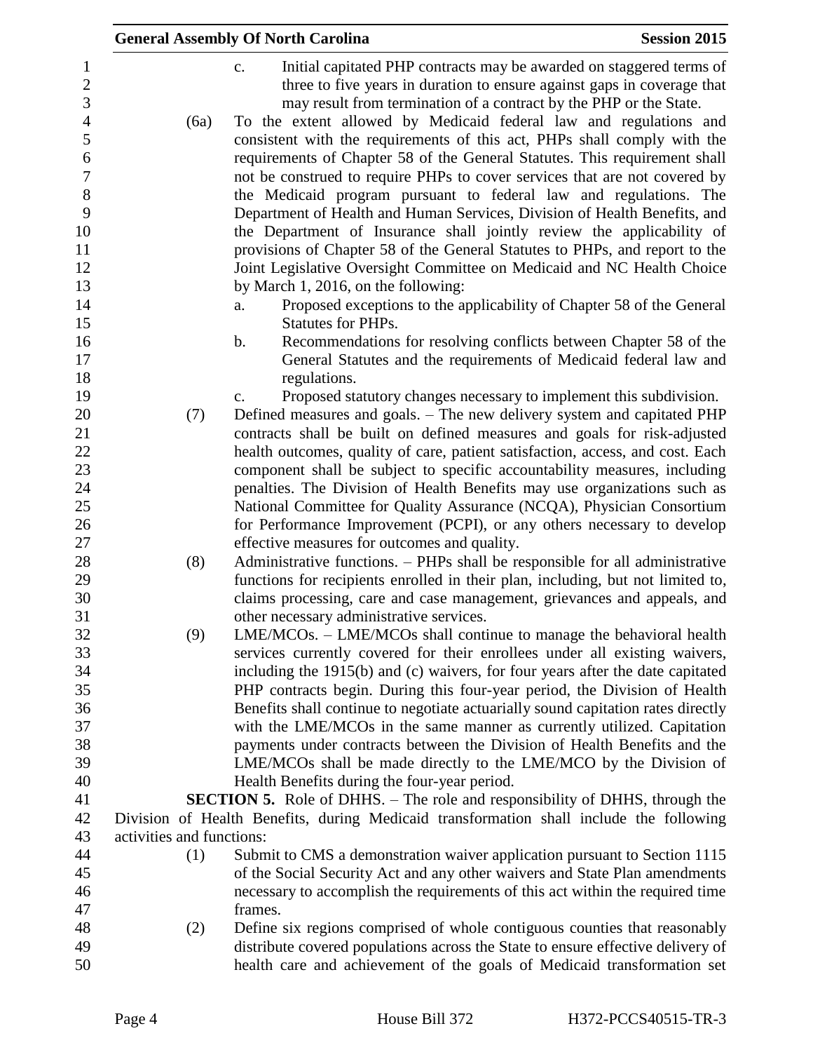c. Initial capitated PHP contracts may be awarded on staggered terms of three to five years in duration to ensure against gaps in coverage that may result from termination of a contract by the PHP or the State.

(6a) To the extent allowed by Medicaid federal law and regulations and consistent with the requirements of this act, PHPs shall comply with the requirements of Chapter 58 of the General Statutes. This requirement shall not be construed to require PHPs to cover services that are not covered by the Medicaid program pursuant to federal law and regulations. The Department of Health and Human Services, Division of Health Benefits, and the Department of Insurance shall jointly review the applicability of provisions of Chapter 58 of the General Statutes to PHPs, and report to the Joint Legislative Oversight Committee on Medicaid and NC Health Choice by March 1, 2016, on the following:

a. Proposed exceptions to the applicability of Chapter 58 of the General Statutes for PHPs.

b. Recommendations for resolving conflicts between Chapter 58 of the General Statutes and the requirements of Medicaid federal law and regulations.

c. Proposed statutory changes necessary to implement this subdivision.

(7) Defined measures and goals. – The new delivery system and capitated PHP contracts shall be built on defined measures and goals for risk-adjusted health outcomes, quality of care, patient satisfaction, access, and cost. Each component shall be subject to specific accountability measures, including penalties. The Division of Health Benefits may use organizations such as National Committee for Quality Assurance (NCQA), Physician Consortium for Performance Improvement (PCPI), or any others necessary to develop effective measures for outcomes and quality.

(8) Administrative functions. – PHPs shall be responsible for all administrative functions for recipients enrolled in their plan, including, but not limited to, claims processing, care and case management, grievances and appeals, and other necessary administrative services.

(9) LME/MCOs. – LME/MCOs shall continue to manage the behavioral health services currently covered for their enrollees under all existing waivers, including the 1915(b) and (c) waivers, for four years after the date capitated PHP contracts begin. During this four-year period, the Division of Health Benefits shall continue to negotiate actuarially sound capitation rates directly with the LME/MCOs in the same manner as currently utilized. Capitation payments under contracts between the Division of Health Benefits and the LME/MCOs shall be made directly to the LME/MCO by the Division of Health Benefits during the four-year period.

**SECTION 5.** Role of DHHS. – The role and responsibility of DHHS, through the Division of Health Benefits, during Medicaid transformation shall include the following activities and functions:

(1) Submit to CMS a demonstration waiver application pursuant to Section 1115 of the Social Security Act and any other waivers and State Plan amendments necessary to accomplish the requirements of this act within the required time frames.

(2) Define six regions comprised of whole contiguous counties that reasonably distribute covered populations across the State to ensure effective delivery of health care and achievement of the goals of Medicaid transformation set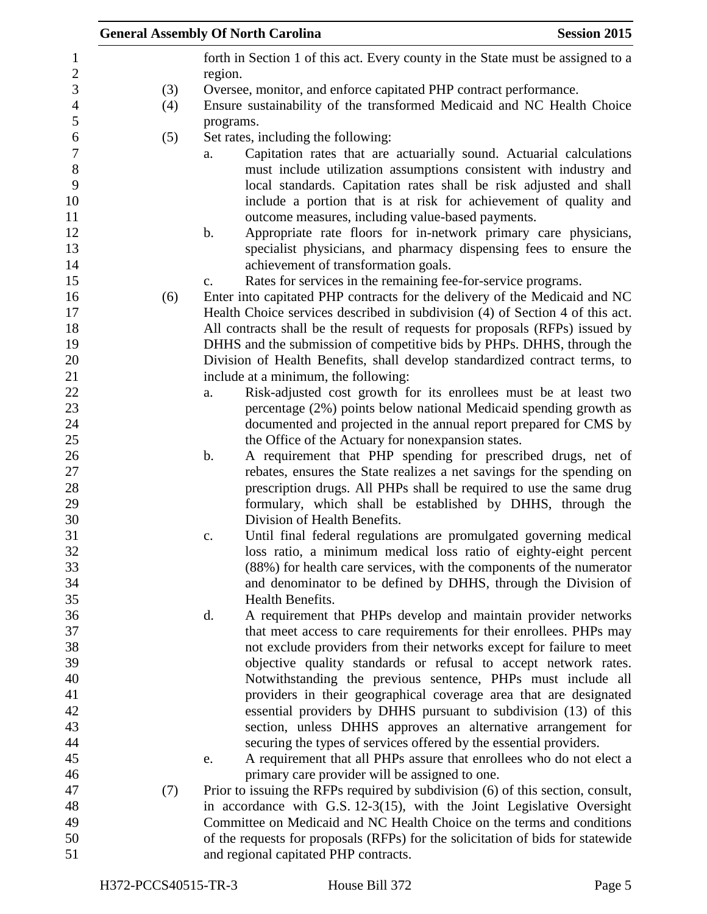forth in Section 1 of this act. Every county in the State must be assigned to a region.

(3) Oversee, monitor, and enforce capitated PHP contract performance.

(4) Ensure sustainability of the transformed Medicaid and NC Health Choice programs.

(5) Set rates, including the following:

a. Capitation rates that are actuarially sound. Actuarial calculations must include utilization assumptions consistent with industry and local standards. Capitation rates shall be risk adjusted and shall include a portion that is at risk for achievement of quality and outcome measures, including value-based payments.

b. Appropriate rate floors for in-network primary care physicians, specialist physicians, and pharmacy dispensing fees to ensure the achievement of transformation goals.

c. Rates for services in the remaining fee-for-service programs.

(6) Enter into capitated PHP contracts for the delivery of the Medicaid and NC Health Choice services described in subdivision (4) of Section 4 of this act. All contracts shall be the result of requests for proposals (RFPs) issued by DHHS and the submission of competitive bids by PHPs. DHHS, through the Division of Health Benefits, shall develop standardized contract terms, to include at a minimum, the following:

a. Risk-adjusted cost growth for its enrollees must be at least two percentage (2%) points below national Medicaid spending growth as documented and projected in the annual report prepared for CMS by the Office of the Actuary for nonexpansion states.

b. A requirement that PHP spending for prescribed drugs, net of rebates, ensures the State realizes a net savings for the spending on prescription drugs. All PHPs shall be required to use the same drug formulary, which shall be established by DHHS, through the Division of Health Benefits.

c. Until final federal regulations are promulgated governing medical loss ratio, a minimum medical loss ratio of eighty-eight percent (88%) for health care services, with the components of the numerator and denominator to be defined by DHHS, through the Division of Health Benefits.

d. A requirement that PHPs develop and maintain provider networks that meet access to care requirements for their enrollees. PHPs may not exclude providers from their networks except for failure to meet objective quality standards or refusal to accept network rates. Notwithstanding the previous sentence, PHPs must include all providers in their geographical coverage area that are designated essential providers by DHHS pursuant to subdivision (13) of this section, unless DHHS approves an alternative arrangement for securing the types of services offered by the essential providers.

e. A requirement that all PHPs assure that enrollees who do not elect a primary care provider will be assigned to one.

(7) Prior to issuing the RFPs required by subdivision (6) of this section, consult, in accordance with G.S. 12-3(15), with the Joint Legislative Oversight Committee on Medicaid and NC Health Choice on the terms and conditions of the requests for proposals (RFPs) for the solicitation of bids for statewide and regional capitated PHP contracts.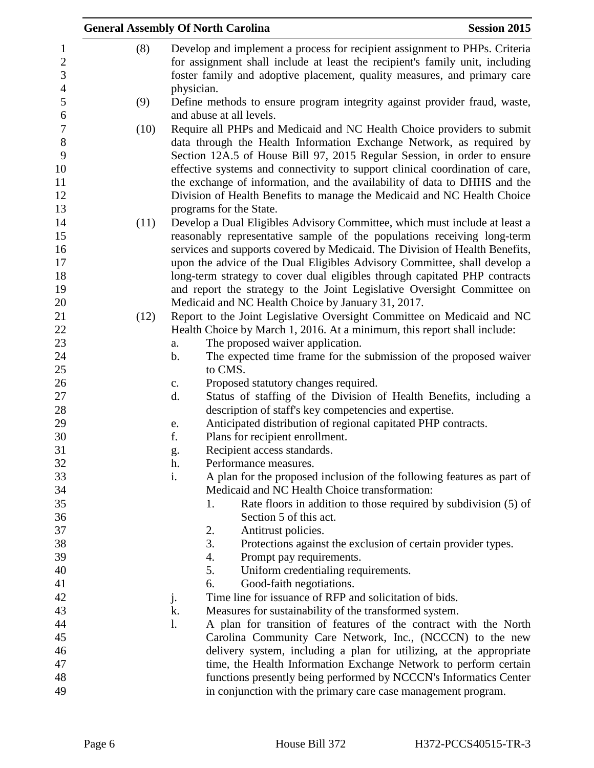(8) Develop and implement a process for recipient assignment to PHPs. Criteria for assignment shall include at least the recipient's family unit, including foster family and adoptive placement, quality measures, and primary care physician.

(9) Define methods to ensure program integrity against provider fraud, waste, and abuse at all levels.

(10) Require all PHPs and Medicaid and NC Health Choice providers to submit data through the Health Information Exchange Network, as required by Section 12A.5 of House Bill 97, 2015 Regular Session, in order to ensure effective systems and connectivity to support clinical coordination of care, the exchange of information, and the availability of data to DHHS and the Division of Health Benefits to manage the Medicaid and NC Health Choice programs for the State.

(11) Develop a Dual Eligibles Advisory Committee, which must include at least a reasonably representative sample of the populations receiving long-term services and supports covered by Medicaid. The Division of Health Benefits, upon the advice of the Dual Eligibles Advisory Committee, shall develop a long-term strategy to cover dual eligibles through capitated PHP contracts and report the strategy to the Joint Legislative Oversight Committee on Medicaid and NC Health Choice by January 31, 2017.

(12) Report to the Joint Legislative Oversight Committee on Medicaid and NC Health Choice by March 1, 2016. At a minimum, this report shall include:

- a. The proposed waiver application.
- b. The expected time frame for the submission of the proposed waiver to CMS.
- c. Proposed statutory changes required.
- d. Status of staffing of the Division of Health Benefits, including a description of staff's key competencies and expertise.
- e. Anticipated distribution of regional capitated PHP contracts.
- f. Plans for recipient enrollment.
- g. Recipient access standards.
- h. Performance measures.
- i. A plan for the proposed inclusion of the following features as part of Medicaid and NC Health Choice transformation:
  1. Rate floors in addition to those required by subdivision (5) of Section 5 of this act.
  2. Antitrust policies.
  3. Protections against the exclusion of certain provider types.
  4. Prompt pay requirements.
  5. Uniform credentialing requirements.
  6. Good-faith negotiations.
- j. Time line for issuance of RFP and solicitation of bids.
- k. Measures for sustainability of the transformed system.
- l. A plan for transition of features of the contract with the North Carolina Community Care Network, Inc., (NCCCN) to the new delivery system, including a plan for utilizing, at the appropriate time, the Health Information Exchange Network to perform certain functions presently being performed by NCCCN's Informatics Center in conjunction with the primary care case management program.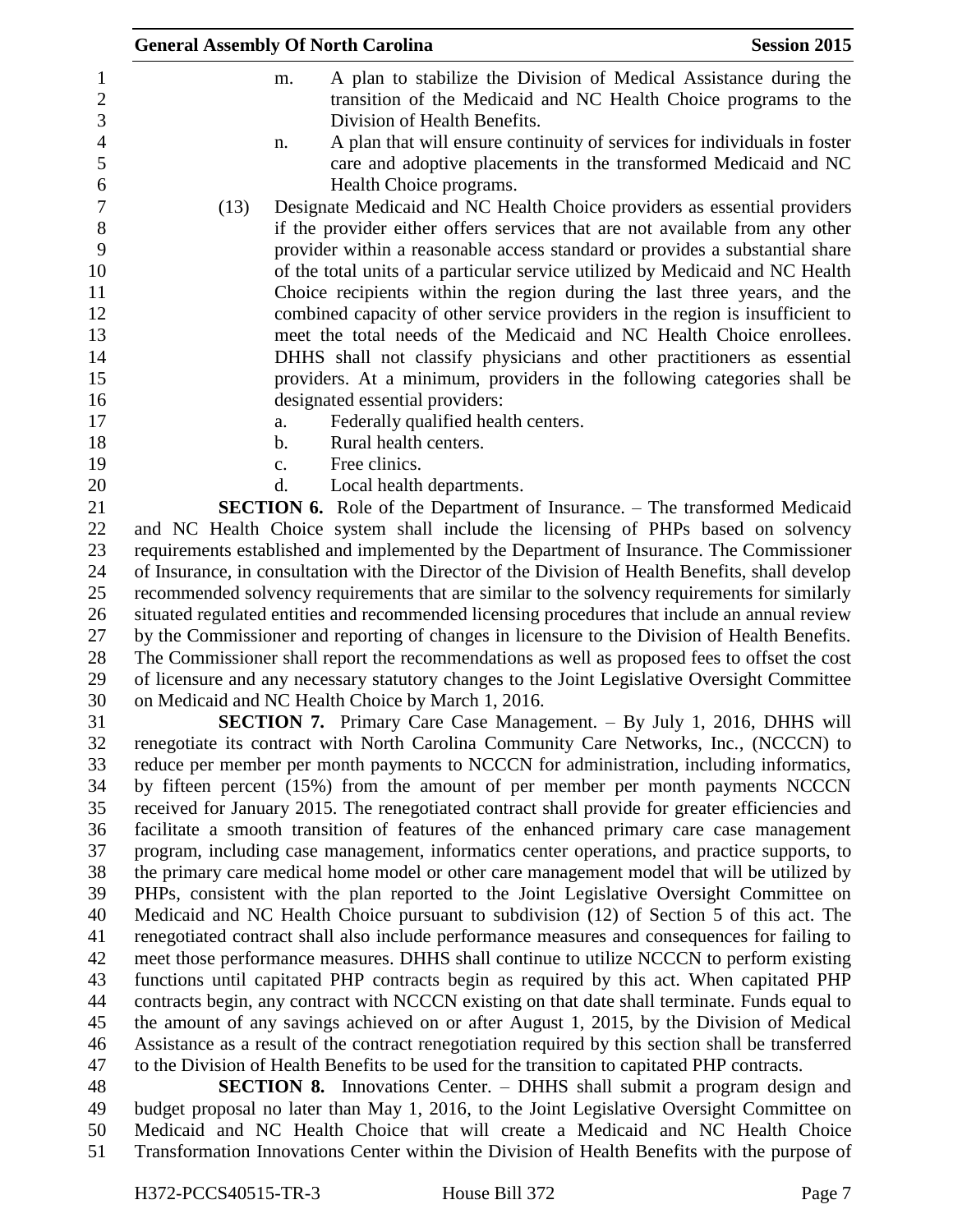m. A plan to stabilize the Division of Medical Assistance during the transition of the Medicaid and NC Health Choice programs to the Division of Health Benefits.

n. A plan that will ensure continuity of services for individuals in foster care and adoptive placements in the transformed Medicaid and NC Health Choice programs.

(13) Designate Medicaid and NC Health Choice providers as essential providers if the provider either offers services that are not available from any other provider within a reasonable access standard or provides a substantial share of the total units of a particular service utilized by Medicaid and NC Health Choice recipients within the region during the last three years, and the combined capacity of other service providers in the region is insufficient to meet the total needs of the Medicaid and NC Health Choice enrollees. DHHS shall not classify physicians and other practitioners as essential providers. At a minimum, providers in the following categories shall be designated essential providers:

a. Federally qualified health centers.
b. Rural health centers.
c. Free clinics.
d. Local health departments.

**SECTION 6.** Role of the Department of Insurance. – The transformed Medicaid and NC Health Choice system shall include the licensing of PHPs based on solvency requirements established and implemented by the Department of Insurance. The Commissioner of Insurance, in consultation with the Director of the Division of Health Benefits, shall develop recommended solvency requirements that are similar to the solvency requirements for similarly situated regulated entities and recommended licensing procedures that include an annual review by the Commissioner and reporting of changes in licensure to the Division of Health Benefits. The Commissioner shall report the recommendations as well as proposed fees to offset the cost of licensure and any necessary statutory changes to the Joint Legislative Oversight Committee on Medicaid and NC Health Choice by March 1, 2016.

**SECTION 7.** Primary Care Case Management. – By July 1, 2016, DHHS will renegotiate its contract with North Carolina Community Care Networks, Inc., (NCCCN) to reduce per member per month payments to NCCCN for administration, including informatics, by fifteen percent (15%) from the amount of per member per month payments NCCCN received for January 2015. The renegotiated contract shall provide for greater efficiencies and facilitate a smooth transition of features of the enhanced primary care case management program, including case management, informatics center operations, and practice supports, to the primary care medical home model or other care management model that will be utilized by PHPs, consistent with the plan reported to the Joint Legislative Oversight Committee on Medicaid and NC Health Choice pursuant to subdivision (12) of Section 5 of this act. The renegotiated contract shall also include performance measures and consequences for failing to meet those performance measures. DHHS shall continue to utilize NCCCN to perform existing functions until capitated PHP contracts begin as required by this act. When capitated PHP contracts begin, any contract with NCCCN existing on that date shall terminate. Funds equal to the amount of any savings achieved on or after August 1, 2015, by the Division of Medical Assistance as a result of the contract renegotiation required by this section shall be transferred to the Division of Health Benefits to be used for the transition to capitated PHP contracts.

**SECTION 8.** Innovations Center. – DHHS shall submit a program design and budget proposal no later than May 1, 2016, to the Joint Legislative Oversight Committee on Medicaid and NC Health Choice that will create a Medicaid and NC Health Choice Transformation Innovations Center within the Division of Health Benefits with the purpose of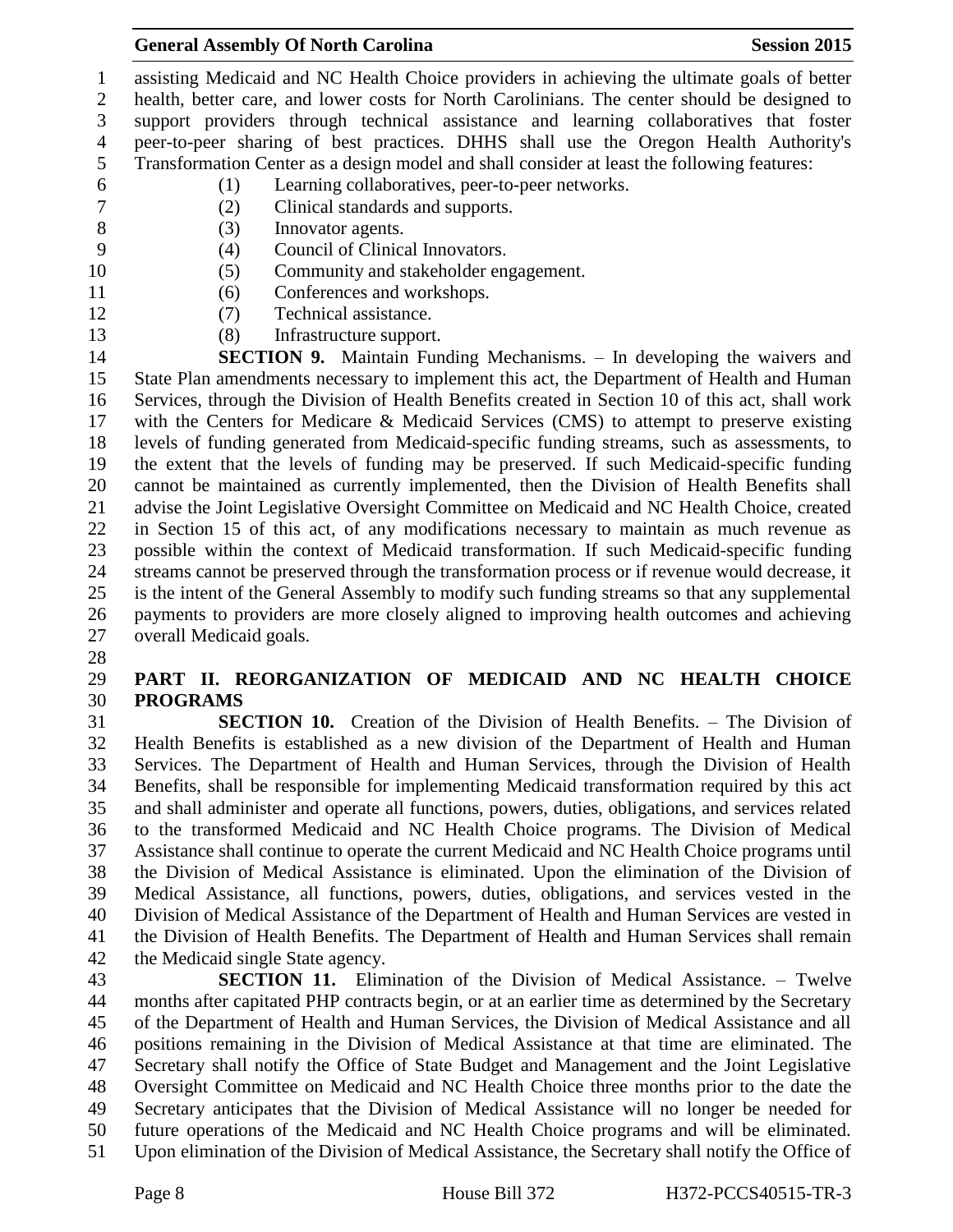assisting Medicaid and NC Health Choice providers in achieving the ultimate goals of better health, better care, and lower costs for North Carolinians. The center should be designed to support providers through technical assistance and learning collaboratives that foster peer-to-peer sharing of best practices. DHHS shall use the Oregon Health Authority's Transformation Center as a design model and shall consider at least the following features:

(1) Learning collaboratives, peer-to-peer networks.
(2) Clinical standards and supports.
(3) Innovator agents.
(4) Council of Clinical Innovators.
(5) Community and stakeholder engagement.
(6) Conferences and workshops.
(7) Technical assistance.
(8) Infrastructure support.

**SECTION 9.** Maintain Funding Mechanisms. – In developing the waivers and State Plan amendments necessary to implement this act, the Department of Health and Human Services, through the Division of Health Benefits created in Section 10 of this act, shall work with the Centers for Medicare & Medicaid Services (CMS) to attempt to preserve existing levels of funding generated from Medicaid-specific funding streams, such as assessments, to the extent that the levels of funding may be preserved. If such Medicaid-specific funding cannot be maintained as currently implemented, then the Division of Health Benefits shall advise the Joint Legislative Oversight Committee on Medicaid and NC Health Choice, created in Section 15 of this act, of any modifications necessary to maintain as much revenue as possible within the context of Medicaid transformation. If such Medicaid-specific funding streams cannot be preserved through the transformation process or if revenue would decrease, it is the intent of the General Assembly to modify such funding streams so that any supplemental payments to providers are more closely aligned to improving health outcomes and achieving overall Medicaid goals.

## PART II. REORGANIZATION OF MEDICAID AND NC HEALTH CHOICE PROGRAMS

**SECTION 10.** Creation of the Division of Health Benefits. – The Division of Health Benefits is established as a new division of the Department of Health and Human Services. The Department of Health and Human Services, through the Division of Health Benefits, shall be responsible for implementing Medicaid transformation required by this act and shall administer and operate all functions, powers, duties, obligations, and services related to the transformed Medicaid and NC Health Choice programs. The Division of Medical Assistance shall continue to operate the current Medicaid and NC Health Choice programs until the Division of Medical Assistance is eliminated. Upon the elimination of the Division of Medical Assistance, all functions, powers, duties, obligations, and services vested in the Division of Medical Assistance of the Department of Health and Human Services are vested in the Division of Health Benefits. The Department of Health and Human Services shall remain the Medicaid single State agency.

**SECTION 11.** Elimination of the Division of Medical Assistance. – Twelve months after capitated PHP contracts begin, or at an earlier time as determined by the Secretary of the Department of Health and Human Services, the Division of Medical Assistance and all positions remaining in the Division of Medical Assistance at that time are eliminated. The Secretary shall notify the Office of State Budget and Management and the Joint Legislative Oversight Committee on Medicaid and NC Health Choice three months prior to the date the Secretary anticipates that the Division of Medical Assistance will no longer be needed for future operations of the Medicaid and NC Health Choice programs and will be eliminated. Upon elimination of the Division of Medical Assistance, the Secretary shall notify the Office of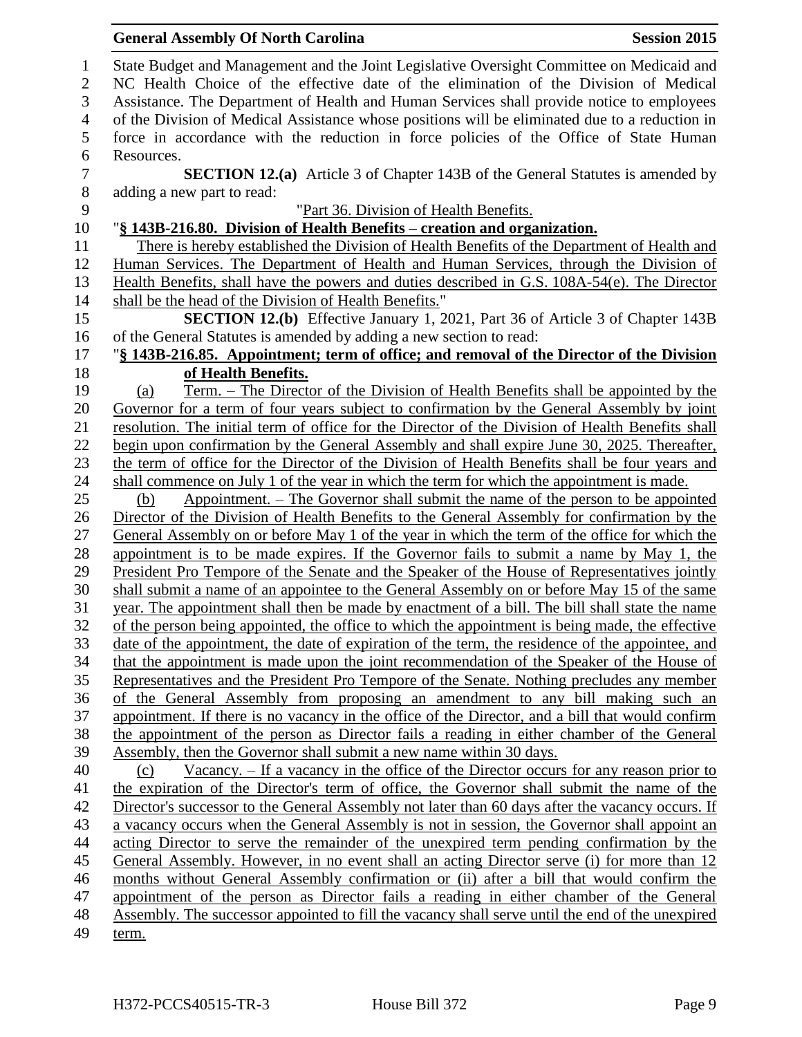State Budget and Management and the Joint Legislative Oversight Committee on Medicaid and NC Health Choice of the effective date of the elimination of the Division of Medical Assistance. The Department of Health and Human Services shall provide notice to employees of the Division of Medical Assistance whose positions will be eliminated due to a reduction in force in accordance with the reduction in force policies of the Office of State Human Resources.

**SECTION 12.(a)** Article 3 of Chapter 143B of the General Statutes is amended by adding a new part to read:

"Part 36. Division of Health Benefits.

"**§ 143B-216.80. Division of Health Benefits – creation and organization.**

There is hereby established the Division of Health Benefits of the Department of Health and Human Services. The Department of Health and Human Services, through the Division of Health Benefits, shall have the powers and duties described in G.S. 108A-54(e). The Director shall be the head of the Division of Health Benefits."

**SECTION 12.(b)** Effective January 1, 2021, Part 36 of Article 3 of Chapter 143B of the General Statutes is amended by adding a new section to read:

"**§ 143B-216.85. Appointment; term of office; and removal of the Director of the Division of Health Benefits.**

(a) Term. – The Director of the Division of Health Benefits shall be appointed by the Governor for a term of four years subject to confirmation by the General Assembly by joint resolution. The initial term of office for the Director of the Division of Health Benefits shall begin upon confirmation by the General Assembly and shall expire June 30, 2025. Thereafter, the term of office for the Director of the Division of Health Benefits shall be four years and shall commence on July 1 of the year in which the term for which the appointment is made.

(b) Appointment. – The Governor shall submit the name of the person to be appointed Director of the Division of Health Benefits to the General Assembly for confirmation by the General Assembly on or before May 1 of the year in which the term of the office for which the appointment is to be made expires. If the Governor fails to submit a name by May 1, the President Pro Tempore of the Senate and the Speaker of the House of Representatives jointly shall submit a name of an appointee to the General Assembly on or before May 15 of the same year. The appointment shall then be made by enactment of a bill. The bill shall state the name of the person being appointed, the office to which the appointment is being made, the effective date of the appointment, the date of expiration of the term, the residence of the appointee, and that the appointment is made upon the joint recommendation of the Speaker of the House of Representatives and the President Pro Tempore of the Senate. Nothing precludes any member of the General Assembly from proposing an amendment to any bill making such an appointment. If there is no vacancy in the office of the Director, and a bill that would confirm the appointment of the person as Director fails a reading in either chamber of the General Assembly, then the Governor shall submit a new name within 30 days.

(c) Vacancy. – If a vacancy in the office of the Director occurs for any reason prior to the expiration of the Director's term of office, the Governor shall submit the name of the Director's successor to the General Assembly not later than 60 days after the vacancy occurs. If a vacancy occurs when the General Assembly is not in session, the Governor shall appoint an acting Director to serve the remainder of the unexpired term pending confirmation by the General Assembly. However, in no event shall an acting Director serve (i) for more than 12 months without General Assembly confirmation or (ii) after a bill that would confirm the appointment of the person as Director fails a reading in either chamber of the General Assembly. The successor appointed to fill the vacancy shall serve until the end of the unexpired term.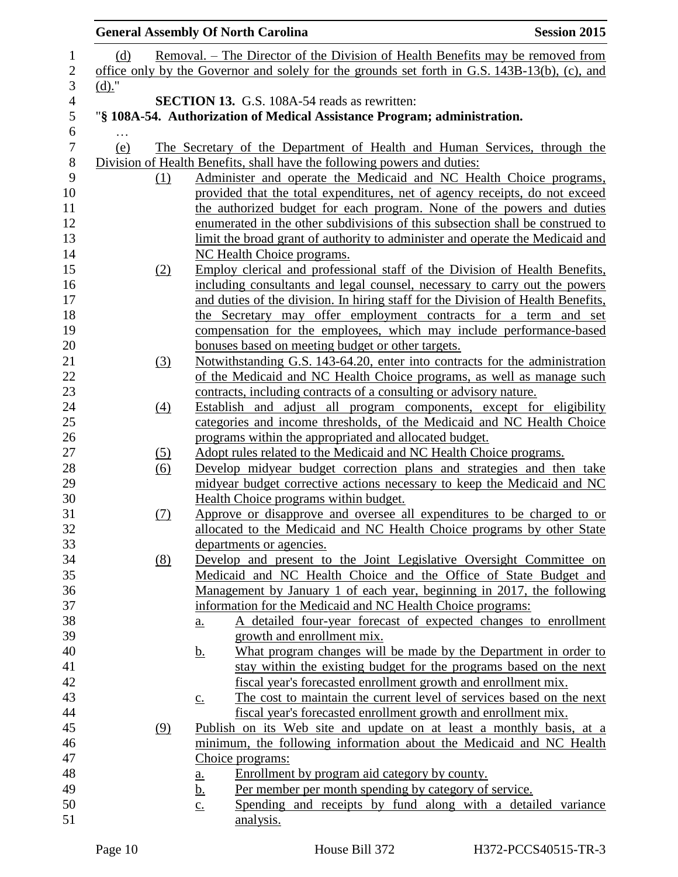(d) Removal. – The Director of the Division of Health Benefits may be removed from office only by the Governor and solely for the grounds set forth in G.S. 143B-13(b), (c), and (d)."

**SECTION 13.** G.S. 108A-54 reads as rewritten:

"**§ 108A-54. Authorization of Medical Assistance Program; administration.**

…

(e) The Secretary of the Department of Health and Human Services, through the Division of Health Benefits, shall have the following powers and duties:

(1) Administer and operate the Medicaid and NC Health Choice programs, provided that the total expenditures, net of agency receipts, do not exceed the authorized budget for each program. None of the powers and duties enumerated in the other subdivisions of this subsection shall be construed to limit the broad grant of authority to administer and operate the Medicaid and NC Health Choice programs.

(2) Employ clerical and professional staff of the Division of Health Benefits, including consultants and legal counsel, necessary to carry out the powers and duties of the division. In hiring staff for the Division of Health Benefits, the Secretary may offer employment contracts for a term and set compensation for the employees, which may include performance-based bonuses based on meeting budget or other targets.

(3) Notwithstanding G.S. 143-64.20, enter into contracts for the administration of the Medicaid and NC Health Choice programs, as well as manage such contracts, including contracts of a consulting or advisory nature.

(4) Establish and adjust all program components, except for eligibility categories and income thresholds, of the Medicaid and NC Health Choice programs within the appropriated and allocated budget.

(5) Adopt rules related to the Medicaid and NC Health Choice programs.

(6) Develop midyear budget correction plans and strategies and then take midyear budget corrective actions necessary to keep the Medicaid and NC Health Choice programs within budget.

(7) Approve or disapprove and oversee all expenditures to be charged to or allocated to the Medicaid and NC Health Choice programs by other State departments or agencies.

(8) Develop and present to the Joint Legislative Oversight Committee on Medicaid and NC Health Choice and the Office of State Budget and Management by January 1 of each year, beginning in 2017, the following information for the Medicaid and NC Health Choice programs:

a. A detailed four-year forecast of expected changes to enrollment growth and enrollment mix.

b. What program changes will be made by the Department in order to stay within the existing budget for the programs based on the next fiscal year's forecasted enrollment growth and enrollment mix.

c. The cost to maintain the current level of services based on the next fiscal year's forecasted enrollment growth and enrollment mix.

(9) Publish on its Web site and update on at least a monthly basis, at a minimum, the following information about the Medicaid and NC Health Choice programs:

a. Enrollment by program aid category by county.

b. Per member per month spending by category of service.

c. Spending and receipts by fund along with a detailed variance analysis.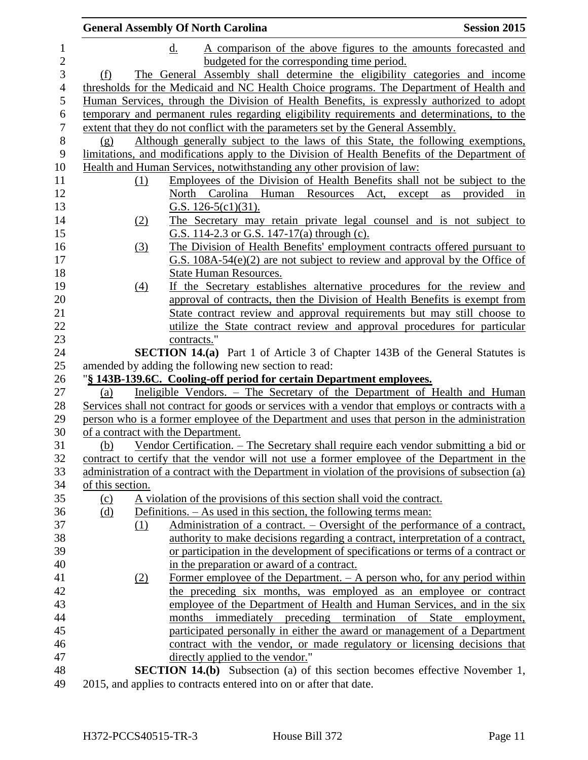d. A comparison of the above figures to the amounts forecasted and budgeted for the corresponding time period.

(f) The General Assembly shall determine the eligibility categories and income thresholds for the Medicaid and NC Health Choice programs. The Department of Health and Human Services, through the Division of Health Benefits, is expressly authorized to adopt temporary and permanent rules regarding eligibility requirements and determinations, to the extent that they do not conflict with the parameters set by the General Assembly.

(g) Although generally subject to the laws of this State, the following exemptions, limitations, and modifications apply to the Division of Health Benefits of the Department of Health and Human Services, notwithstanding any other provision of law:

(1) Employees of the Division of Health Benefits shall not be subject to the North Carolina Human Resources Act, except as provided in G.S. 126-5(c1)(31).

(2) The Secretary may retain private legal counsel and is not subject to G.S. 114-2.3 or G.S. 147-17(a) through (c).

(3) The Division of Health Benefits' employment contracts offered pursuant to G.S. 108A-54(e)(2) are not subject to review and approval by the Office of State Human Resources.

(4) If the Secretary establishes alternative procedures for the review and approval of contracts, then the Division of Health Benefits is exempt from State contract review and approval requirements but may still choose to utilize the State contract review and approval procedures for particular contracts."

**SECTION 14.(a)** Part 1 of Article 3 of Chapter 143B of the General Statutes is amended by adding the following new section to read:

"**§ 143B-139.6C. Cooling-off period for certain Department employees.**

(a) Ineligible Vendors. – The Secretary of the Department of Health and Human Services shall not contract for goods or services with a vendor that employs or contracts with a person who is a former employee of the Department and uses that person in the administration of a contract with the Department.

(b) Vendor Certification. – The Secretary shall require each vendor submitting a bid or contract to certify that the vendor will not use a former employee of the Department in the administration of a contract with the Department in violation of the provisions of subsection (a) of this section.

(c) A violation of the provisions of this section shall void the contract.

(d) Definitions. – As used in this section, the following terms mean:

(1) Administration of a contract. – Oversight of the performance of a contract, authority to make decisions regarding a contract, interpretation of a contract, or participation in the development of specifications or terms of a contract or in the preparation or award of a contract.

(2) Former employee of the Department. – A person who, for any period within the preceding six months, was employed as an employee or contract employee of the Department of Health and Human Services, and in the six months immediately preceding termination of State employment, participated personally in either the award or management of a Department contract with the vendor, or made regulatory or licensing decisions that directly applied to the vendor."

**SECTION 14.(b)** Subsection (a) of this section becomes effective November 1, 2015, and applies to contracts entered into on or after that date.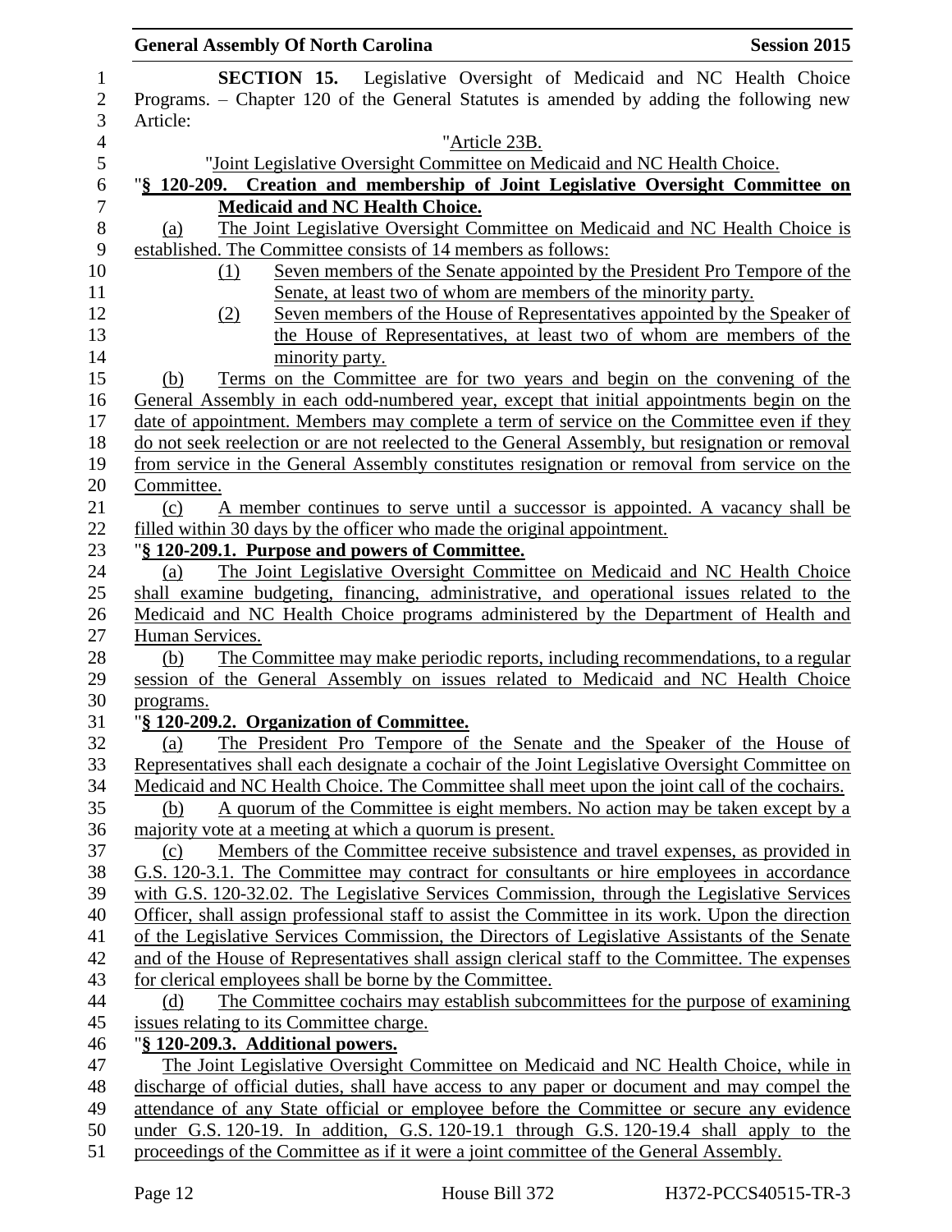**SECTION 15.** Legislative Oversight of Medicaid and NC Health Choice Programs. – Chapter 120 of the General Statutes is amended by adding the following new Article:

"Article 23B.

"Joint Legislative Oversight Committee on Medicaid and NC Health Choice.

"**§ 120-209. Creation and membership of Joint Legislative Oversight Committee on Medicaid and NC Health Choice.**

(a) The Joint Legislative Oversight Committee on Medicaid and NC Health Choice is established. The Committee consists of 14 members as follows:

(1) Seven members of the Senate appointed by the President Pro Tempore of the Senate, at least two of whom are members of the minority party.

(2) Seven members of the House of Representatives appointed by the Speaker of the House of Representatives, at least two of whom are members of the minority party.

(b) Terms on the Committee are for two years and begin on the convening of the General Assembly in each odd-numbered year, except that initial appointments begin on the date of appointment. Members may complete a term of service on the Committee even if they do not seek reelection or are not reelected to the General Assembly, but resignation or removal from service in the General Assembly constitutes resignation or removal from service on the Committee.

(c) A member continues to serve until a successor is appointed. A vacancy shall be filled within 30 days by the officer who made the original appointment.

"**§ 120-209.1. Purpose and powers of Committee.**

(a) The Joint Legislative Oversight Committee on Medicaid and NC Health Choice shall examine budgeting, financing, administrative, and operational issues related to the Medicaid and NC Health Choice programs administered by the Department of Health and Human Services.

(b) The Committee may make periodic reports, including recommendations, to a regular session of the General Assembly on issues related to Medicaid and NC Health Choice programs.

"**§ 120-209.2. Organization of Committee.**

(a) The President Pro Tempore of the Senate and the Speaker of the House of Representatives shall each designate a cochair of the Joint Legislative Oversight Committee on Medicaid and NC Health Choice. The Committee shall meet upon the joint call of the cochairs.

(b) A quorum of the Committee is eight members. No action may be taken except by a majority vote at a meeting at which a quorum is present.

(c) Members of the Committee receive subsistence and travel expenses, as provided in G.S. 120-3.1. The Committee may contract for consultants or hire employees in accordance with G.S. 120-32.02. The Legislative Services Commission, through the Legislative Services Officer, shall assign professional staff to assist the Committee in its work. Upon the direction of the Legislative Services Commission, the Directors of Legislative Assistants of the Senate and of the House of Representatives shall assign clerical staff to the Committee. The expenses for clerical employees shall be borne by the Committee.

(d) The Committee cochairs may establish subcommittees for the purpose of examining issues relating to its Committee charge.

"**§ 120-209.3. Additional powers.**

The Joint Legislative Oversight Committee on Medicaid and NC Health Choice, while in discharge of official duties, shall have access to any paper or document and may compel the attendance of any State official or employee before the Committee or secure any evidence under G.S. 120-19. In addition, G.S. 120-19.1 through G.S. 120-19.4 shall apply to the proceedings of the Committee as if it were a joint committee of the General Assembly.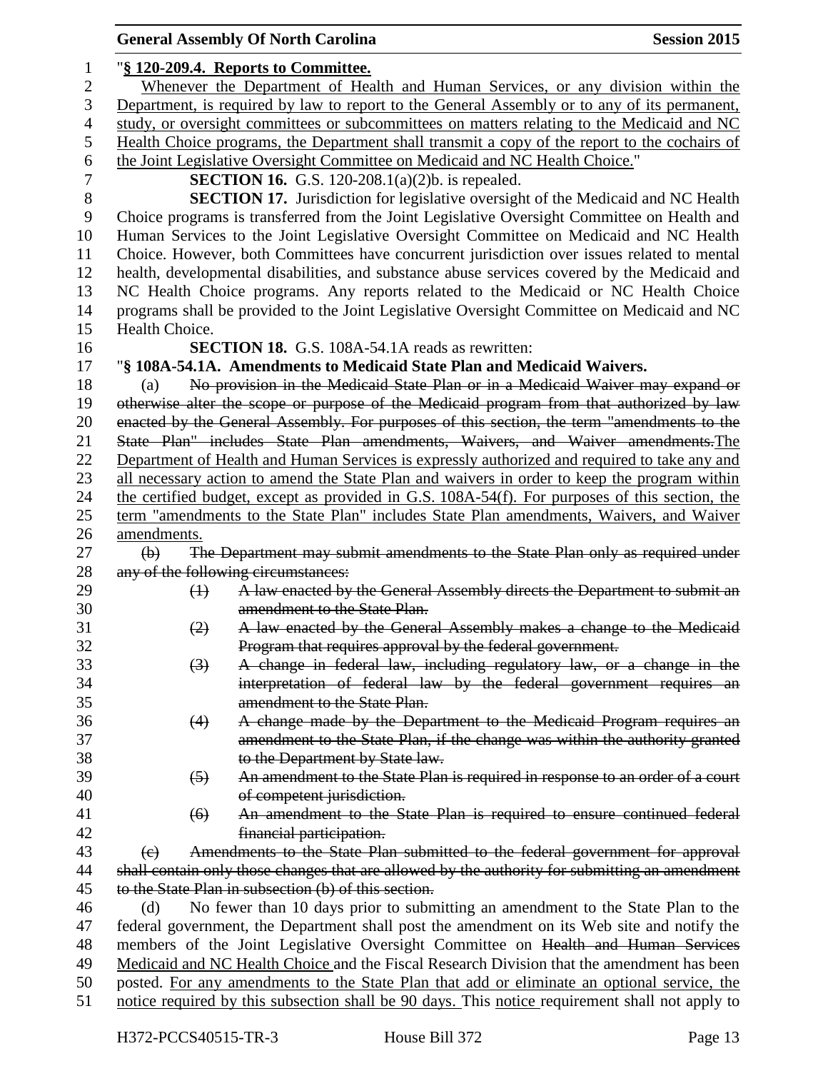"**§ 120-209.4. Reports to Committee.**

Whenever the Department of Health and Human Services, or any division within the Department, is required by law to report to the General Assembly or to any of its permanent, study, or oversight committees or subcommittees on matters relating to the Medicaid and NC Health Choice programs, the Department shall transmit a copy of the report to the cochairs of the Joint Legislative Oversight Committee on Medicaid and NC Health Choice."

**SECTION 16.** G.S. 120-208.1(a)(2)b. is repealed.

**SECTION 17.** Jurisdiction for legislative oversight of the Medicaid and NC Health Choice programs is transferred from the Joint Legislative Oversight Committee on Health and Human Services to the Joint Legislative Oversight Committee on Medicaid and NC Health Choice. However, both Committees have concurrent jurisdiction over issues related to mental health, developmental disabilities, and substance abuse services covered by the Medicaid and NC Health Choice programs. Any reports related to the Medicaid or NC Health Choice programs shall be provided to the Joint Legislative Oversight Committee on Medicaid and NC Health Choice.

**SECTION 18.** G.S. 108A-54.1A reads as rewritten:

"**§ 108A-54.1A. Amendments to Medicaid State Plan and Medicaid Waivers.**

(a) ~~No provision in the Medicaid State Plan or in a Medicaid Waiver may expand or otherwise alter the scope or purpose of the Medicaid program from that authorized by law enacted by the General Assembly. For purposes of this section, the term "amendments to the State Plan" includes State Plan amendments, Waivers, and Waiver amendments.~~The Department of Health and Human Services is expressly authorized and required to take any and all necessary action to amend the State Plan and waivers in order to keep the program within the certified budget, except as provided in G.S. 108A-54(f). For purposes of this section, the term "amendments to the State Plan" includes State Plan amendments, Waivers, and Waiver amendments.

~~(b) The Department may submit amendments to the State Plan only as required under any of the following circumstances:~~

~~(1) A law enacted by the General Assembly directs the Department to submit an amendment to the State Plan.~~

~~(2) A law enacted by the General Assembly makes a change to the Medicaid Program that requires approval by the federal government.~~

~~(3) A change in federal law, including regulatory law, or a change in the interpretation of federal law by the federal government requires an amendment to the State Plan.~~

~~(4) A change made by the Department to the Medicaid Program requires an amendment to the State Plan, if the change was within the authority granted to the Department by State law.~~

~~(5) An amendment to the State Plan is required in response to an order of a court of competent jurisdiction.~~

~~(6) An amendment to the State Plan is required to ensure continued federal financial participation.~~

~~(c) Amendments to the State Plan submitted to the federal government for approval shall contain only those changes that are allowed by the authority for submitting an amendment to the State Plan in subsection (b) of this section.~~

(d) No fewer than 10 days prior to submitting an amendment to the State Plan to the federal government, the Department shall post the amendment on its Web site and notify the members of the Joint Legislative Oversight Committee on ~~Health and Human Services~~ Medicaid and NC Health Choice and the Fiscal Research Division that the amendment has been posted. For any amendments to the State Plan that add or eliminate an optional service, the notice required by this subsection shall be 90 days. This notice requirement shall not apply to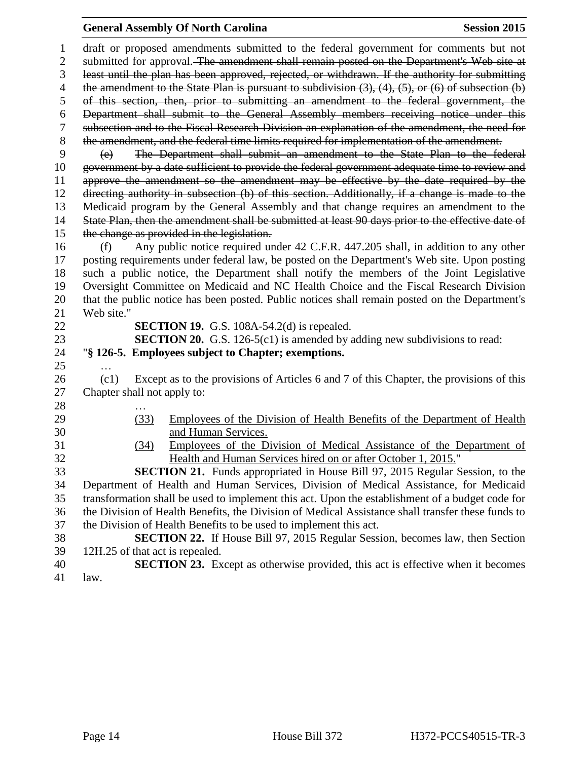draft or proposed amendments submitted to the federal government for comments but not submitted for approval. ~~The amendment shall remain posted on the Department's Web site at least until the plan has been approved, rejected, or withdrawn. If the authority for submitting the amendment to the State Plan is pursuant to subdivision (3), (4), (5), or (6) of subsection (b) of this section, then, prior to submitting an amendment to the federal government, the Department shall submit to the General Assembly members receiving notice under this subsection and to the Fiscal Research Division an explanation of the amendment, the need for the amendment, and the federal time limits required for implementation of the amendment.~~

~~(e) The Department shall submit an amendment to the State Plan to the federal government by a date sufficient to provide the federal government adequate time to review and approve the amendment so the amendment may be effective by the date required by the directing authority in subsection (b) of this section. Additionally, if a change is made to the Medicaid program by the General Assembly and that change requires an amendment to the State Plan, then the amendment shall be submitted at least 90 days prior to the effective date of the change as provided in the legislation.~~

(f) Any public notice required under 42 C.F.R. 447.205 shall, in addition to any other posting requirements under federal law, be posted on the Department's Web site. Upon posting such a public notice, the Department shall notify the members of the Joint Legislative Oversight Committee on Medicaid and NC Health Choice and the Fiscal Research Division that the public notice has been posted. Public notices shall remain posted on the Department's Web site."

**SECTION 19.** G.S. 108A-54.2(d) is repealed.

**SECTION 20.** G.S. 126-5(c1) is amended by adding new subdivisions to read:

"**§ 126-5. Employees subject to Chapter; exemptions.**

…

(c1) Except as to the provisions of Articles 6 and 7 of this Chapter, the provisions of this Chapter shall not apply to:

…

<u>(33) Employees of the Division of Health Benefits of the Department of Health and Human Services.</u>

<u>(34) Employees of the Division of Medical Assistance of the Department of Health and Human Services hired on or after October 1, 2015.</u>"

**SECTION 21.** Funds appropriated in House Bill 97, 2015 Regular Session, to the Department of Health and Human Services, Division of Medical Assistance, for Medicaid transformation shall be used to implement this act. Upon the establishment of a budget code for the Division of Health Benefits, the Division of Medical Assistance shall transfer these funds to the Division of Health Benefits to be used to implement this act.

**SECTION 22.** If House Bill 97, 2015 Regular Session, becomes law, then Section 12H.25 of that act is repealed.

**SECTION 23.** Except as otherwise provided, this act is effective when it becomes law.